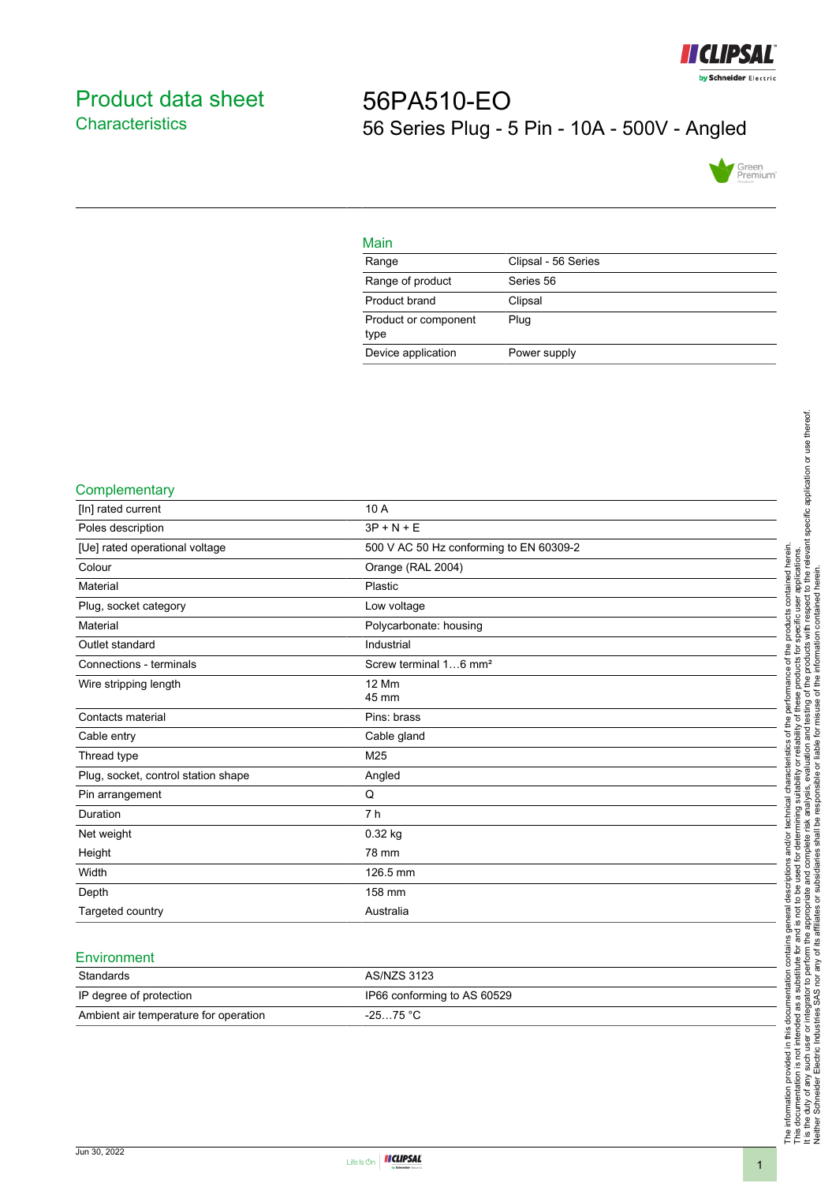# Product data sheet

## Characteristics

# 56PA510-EO

## 56 Series Plug - 5 Pin - 10A - 500V - Angled

### Main

| | |
|---|---|
| Range | Clipsal - 56 Series |
| Range of product | Series 56 |
| Product brand | Clipsal |
| Product or component type | Plug |
| Device application | Power supply |

### Complementary

| | |
|---|---|
| [In] rated current | 10 A |
| Poles description | 3P + N + E |
| [Ue] rated operational voltage | 500 V AC 50 Hz conforming to EN 60309-2 |
| Colour | Orange (RAL 2004) |
| Material | Plastic |
| Plug, socket category | Low voltage |
| Material | Polycarbonate: housing |
| Outlet standard | Industrial |
| Connections - terminals | Screw terminal 1…6 mm² |
| Wire stripping length | 12 Mm<br>45 mm |
| Contacts material | Pins: brass |
| Cable entry | Cable gland |
| Thread type | M25 |
| Plug, socket, control station shape | Angled |
| Pin arrangement | Q |
| Duration | 7 h |
| Net weight | 0.32 kg |
| Height | 78 mm |
| Width | 126.5 mm |
| Depth | 158 mm |
| Targeted country | Australia |

### Environment

| | |
|---|---|
| Standards | AS/NZS 3123 |
| IP degree of protection | IP66 conforming to AS 60529 |
| Ambient air temperature for operation | -25…75 °C |

The information provided in this documentation contains general descriptions and/or technical characteristics of the performance of the products contained herein.
This documentation is not intended as a substitute for and is not to be used for determining suitability or reliability of these products for specific user applications.
It is the duty of any such user or integrator to perform the appropriate and complete risk analysis, evaluation and testing of the products with respect to the relevant specific application or use thereof.
Neither Schneider Electric Industries SAS nor any of its affiliates or subsidiaries shall be responsible or liable for misuse of the information contained herein.

Jun 30, 2022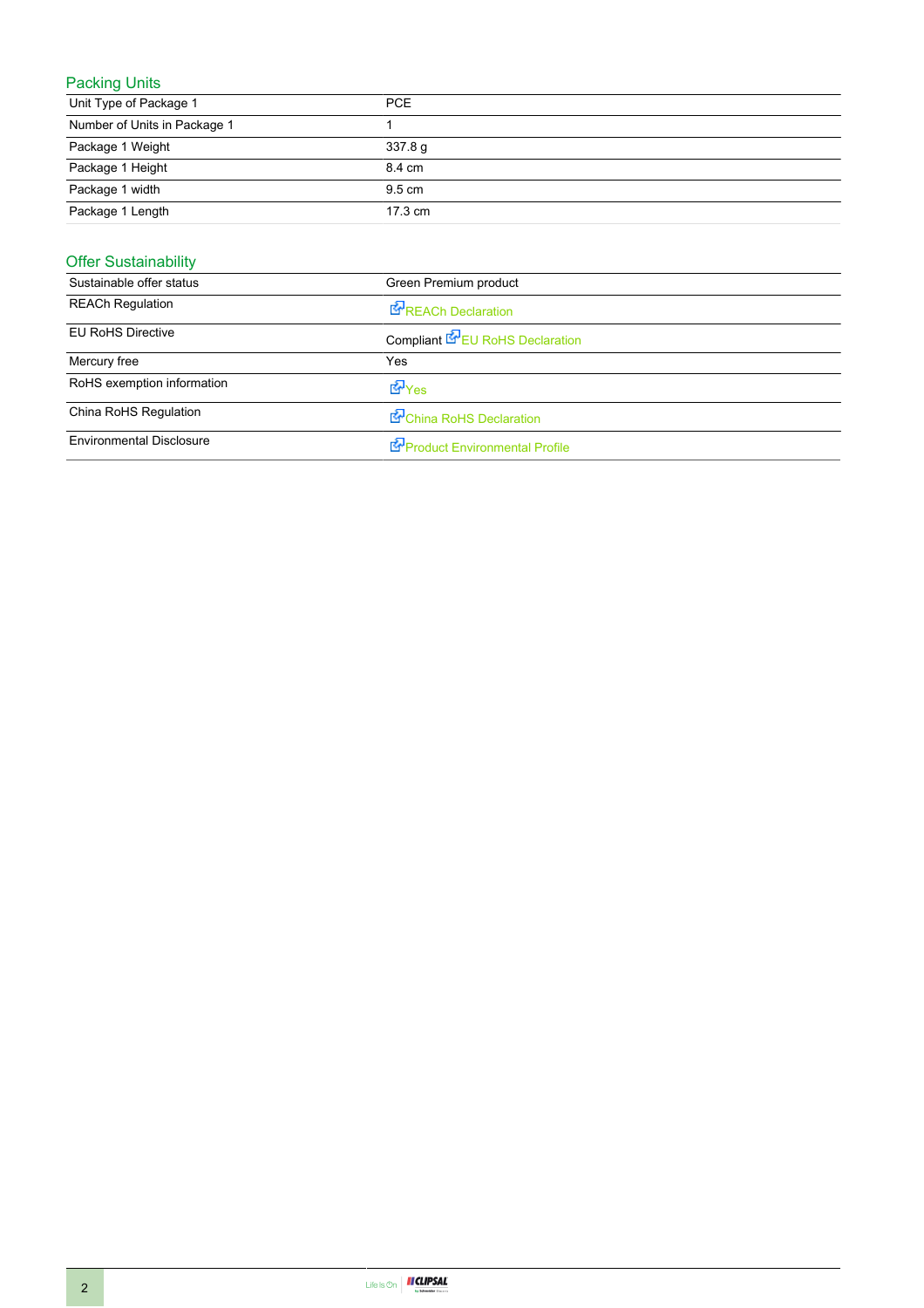## Packing Units

| | |
|---|---|
| Unit Type of Package 1 | PCE |
| Number of Units in Package 1 | 1 |
| Package 1 Weight | 337.8 g |
| Package 1 Height | 8.4 cm |
| Package 1 width | 9.5 cm |
| Package 1 Length | 17.3 cm |

## Offer Sustainability

| | |
|---|---|
| Sustainable offer status | Green Premium product |
| REACh Regulation | REACh Declaration |
| EU RoHS Directive | Compliant EU RoHS Declaration |
| Mercury free | Yes |
| RoHS exemption information | Yes |
| China RoHS Regulation | China RoHS Declaration |
| Environmental Disclosure | Product Environmental Profile |